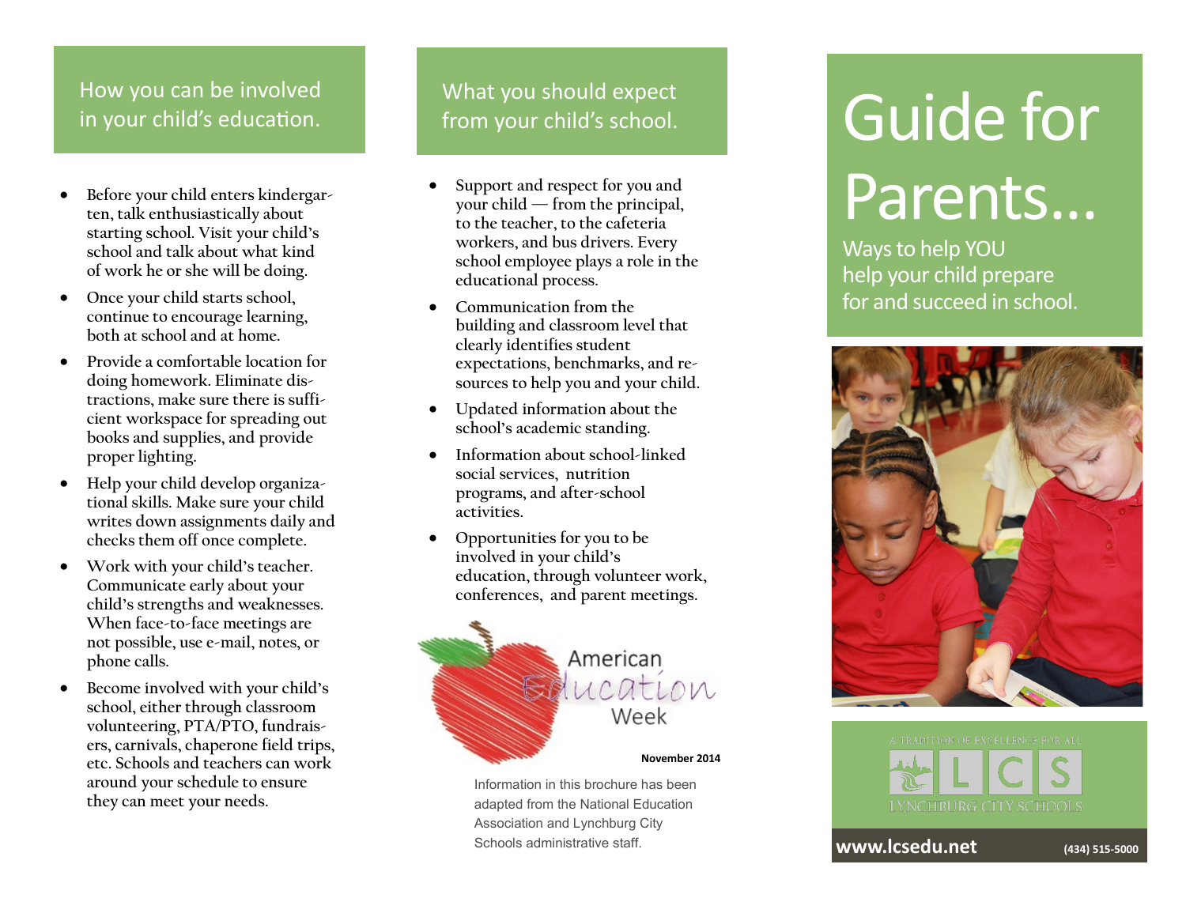## How you can be involved in your child's education.

- Before your child enters kindergarten, talk enthusiastically about starting school. Visit your child's school and talk about what kind of work he or she will be doing.
- Once your child starts school, continue to encourage learning, both at school and at home.
- Provide a comfortable location for doing homework. Eliminate distractions, make sure there is sufficient workspace for spreading out books and supplies, and provide proper lighting.
- Help your child develop organizational skills. Make sure your child writes down assignments daily and checks them off once complete.
- Work with your child's teacher. Communicate early about your child's strengths and weaknesses. When face-to-face meetings are not possible, use e-mail, notes, or phone calls.
- Become involved with your child's school, either through classroom volunteering, PTA/PTO, fundraisers, carnivals, chaperone field trips, etc. Schools and teachers can work around your schedule to ensure they can meet your needs.

## What you should expect from your child's school.

- Support and respect for you and your child — from the principal, to the teacher, to the cafeteria workers, and bus drivers. Every school employee plays a role in the educational process.
- Communication from the building and classroom level that clearly identifies student expectations, benchmarks, and resources to help you and your child.
- Updated information about the school's academic standing.
- Information about school-linked social services, nutrition programs, and after-school activities.
- Opportunities for you to be involved in your child's education, through volunteer work, conferences, and parent meetings.

American Education Week

**November 2014**

Information in this brochure has been adapted from the National Education Association and Lynchburg City Schools administrative staff.

# Guide for Parents...

Ways to help YOU help your child prepare for and succeed in school.

A TRADITION OF EXCELLENCE FOR ALL

LCS

LYNCHBURG CITY SCHOOLS

**www.lcsedu.net** **(434) 515-5000**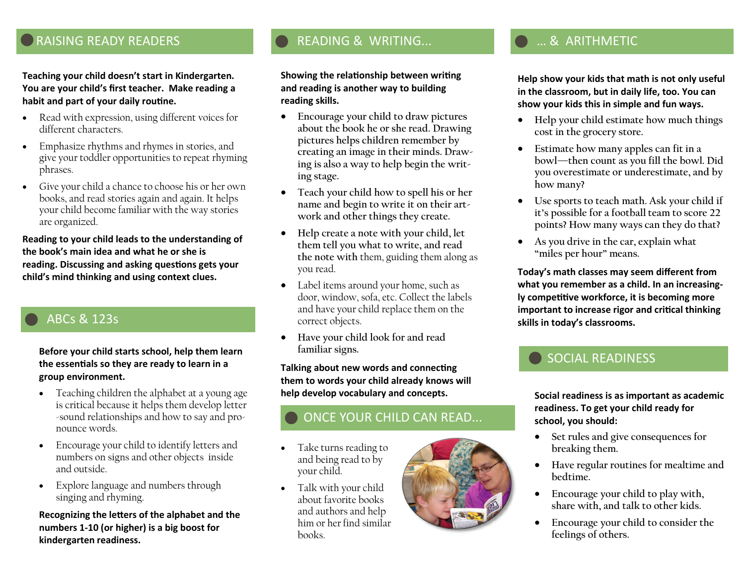## RAISING READY READERS

**Teaching your child doesn't start in Kindergarten. You are your child's first teacher. Make reading a habit and part of your daily routine.**

- Read with expression, using different voices for different characters.
- Emphasize rhythms and rhymes in stories, and give your toddler opportunities to repeat rhyming phrases.
- Give your child a chance to choose his or her own books, and read stories again and again. It helps your child become familiar with the way stories are organized.

**Reading to your child leads to the understanding of the book's main idea and what he or she is reading. Discussing and asking questions gets your child's mind thinking and using context clues.**

## ABCs & 123s

**Before your child starts school, help them learn the essentials so they are ready to learn in a group environment.**

- Teaching children the alphabet at a young age is critical because it helps them develop letter-sound relationships and how to say and pronounce words.
- Encourage your child to identify letters and numbers on signs and other objects inside and outside.
- Explore language and numbers through singing and rhyming.

**Recognizing the letters of the alphabet and the numbers 1-10 (or higher) is a big boost for kindergarten readiness.**

## READING & WRITING...

**Showing the relationship between writing and reading is another way to building reading skills.**

- Encourage your child to draw pictures about the book he or she read. Drawing pictures helps children remember by creating an image in their minds. Drawing is also a way to help begin the writing stage.
- Teach your child how to spell his or her name and begin to write it on their artwork and other things they create.
- Help create a note with your child, let them tell you what to write, and read the note with them, guiding them along as you read.
- Label items around your home, such as door, window, sofa, etc. Collect the labels and have your child replace them on the correct objects.
- Have your child look for and read familiar signs.

**Talking about new words and connecting them to words your child already knows will help develop vocabulary and concepts.**

## ONCE YOUR CHILD CAN READ...

- Take turns reading to and being read to by your child.
- Talk with your child about favorite books and authors and help him or her find similar books.

## ... & ARITHMETIC

**Help show your kids that math is not only useful in the classroom, but in daily life, too. You can show your kids this in simple and fun ways.**

- Help your child estimate how much things cost in the grocery store.
- Estimate how many apples can fit in a bowl—then count as you fill the bowl. Did you overestimate or underestimate, and by how many?
- Use sports to teach math. Ask your child if it's possible for a football team to score 22 points? How many ways can they do that?
- As you drive in the car, explain what "miles per hour" means.

**Today's math classes may seem different from what you remember as a child. In an increasingly competitive workforce, it is becoming more important to increase rigor and critical thinking skills in today's classrooms.**

## SOCIAL READINESS

**Social readiness is as important as academic readiness. To get your child ready for school, you should:**

- Set rules and give consequences for breaking them.
- Have regular routines for mealtime and bedtime.
- Encourage your child to play with, share with, and talk to other kids.
- Encourage your child to consider the feelings of others.